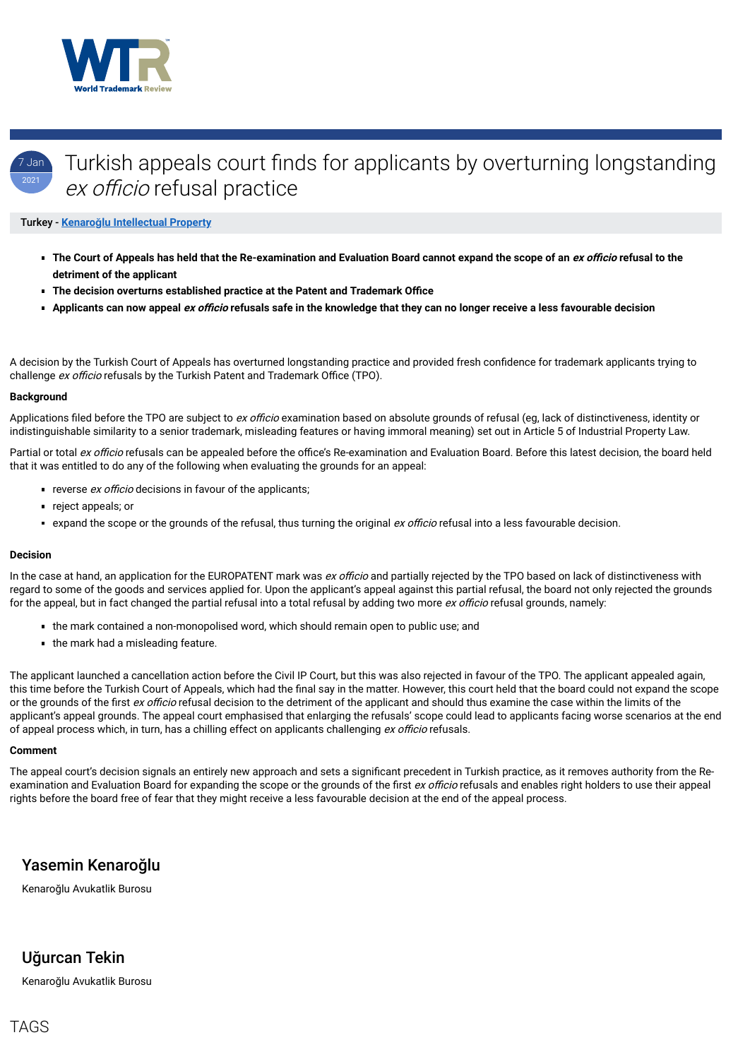7 Jan 2021

# Turkish appeals court finds for applicants by overturning longstanding *ex officio* refusal practice

**Turkey - Kenaroğlu Intellectual Property**

- **The Court of Appeals has held that the Re-examination and Evaluation Board cannot expand the scope of an *ex officio* refusal to the detriment of the applicant**
- **The decision overturns established practice at the Patent and Trademark Office**
- **Applicants can now appeal *ex officio* refusals safe in the knowledge that they can no longer receive a less favourable decision**

A decision by the Turkish Court of Appeals has overturned longstanding practice and provided fresh confidence for trademark applicants trying to challenge *ex officio* refusals by the Turkish Patent and Trademark Office (TPO).

**Background**

Applications filed before the TPO are subject to *ex officio* examination based on absolute grounds of refusal (eg, lack of distinctiveness, identity or indistinguishable similarity to a senior trademark, misleading features or having immoral meaning) set out in Article 5 of Industrial Property Law.

Partial or total *ex officio* refusals can be appealed before the office's Re-examination and Evaluation Board. Before this latest decision, the board held that it was entitled to do any of the following when evaluating the grounds for an appeal:

- reverse *ex officio* decisions in favour of the applicants;
- reject appeals; or
- expand the scope or the grounds of the refusal, thus turning the original *ex officio* refusal into a less favourable decision.

**Decision**

In the case at hand, an application for the EUROPATENT mark was *ex officio* and partially rejected by the TPO based on lack of distinctiveness with regard to some of the goods and services applied for. Upon the applicant's appeal against this partial refusal, the board not only rejected the grounds for the appeal, but in fact changed the partial refusal into a total refusal by adding two more *ex officio* refusal grounds, namely:

- the mark contained a non-monopolised word, which should remain open to public use; and
- the mark had a misleading feature.

The applicant launched a cancellation action before the Civil IP Court, but this was also rejected in favour of the TPO. The applicant appealed again, this time before the Turkish Court of Appeals, which had the final say in the matter. However, this court held that the board could not expand the scope or the grounds of the first *ex officio* refusal decision to the detriment of the applicant and should thus examine the case within the limits of the applicant's appeal grounds. The appeal court emphasised that enlarging the refusals' scope could lead to applicants facing worse scenarios at the end of appeal process which, in turn, has a chilling effect on applicants challenging *ex officio* refusals.

**Comment**

The appeal court's decision signals an entirely new approach and sets a significant precedent in Turkish practice, as it removes authority from the Re-examination and Evaluation Board for expanding the scope or the grounds of the first *ex officio* refusals and enables right holders to use their appeal rights before the board free of fear that they might receive a less favourable decision at the end of the appeal process.

## Yasemin Kenaroğlu

Kenaroğlu Avukatlik Burosu

## Uğurcan Tekin

Kenaroğlu Avukatlik Burosu

TAGS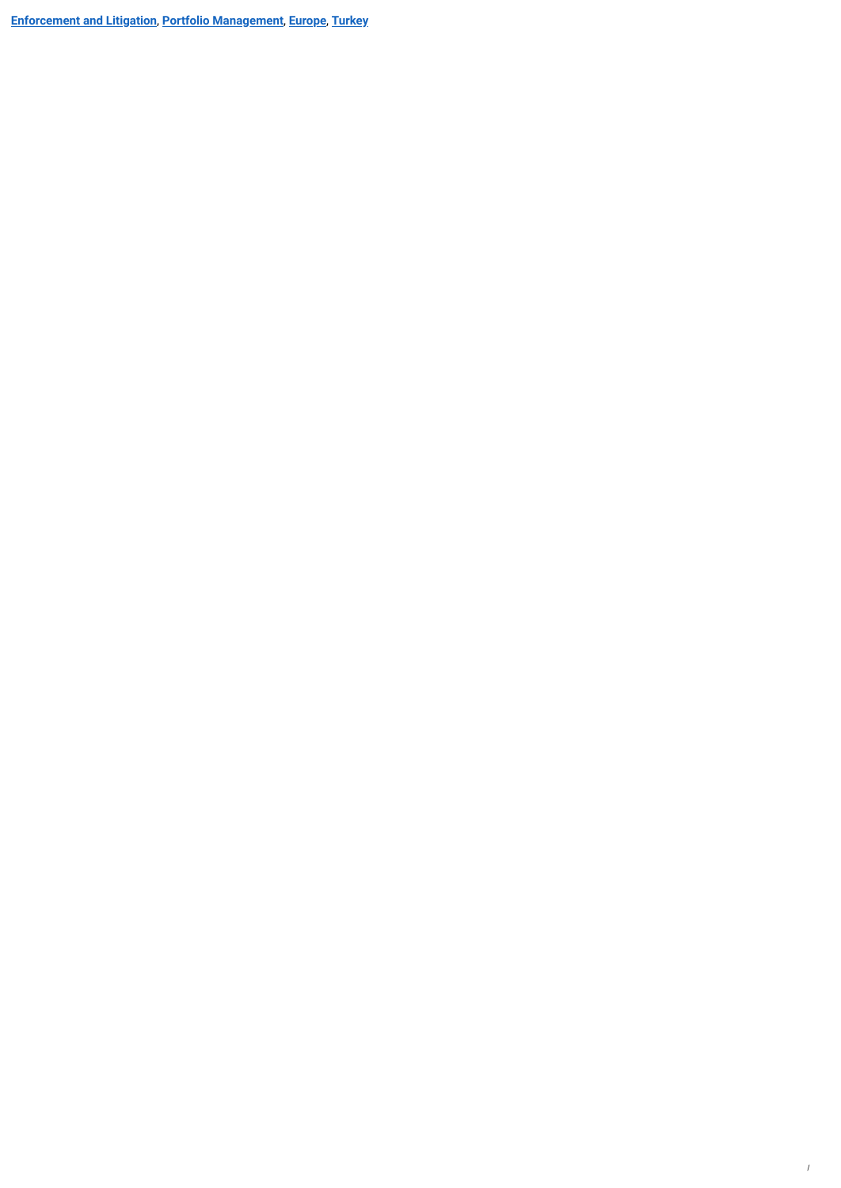[Enforcement and Litigation], [Portfolio Management], [Europe], [Turkey]